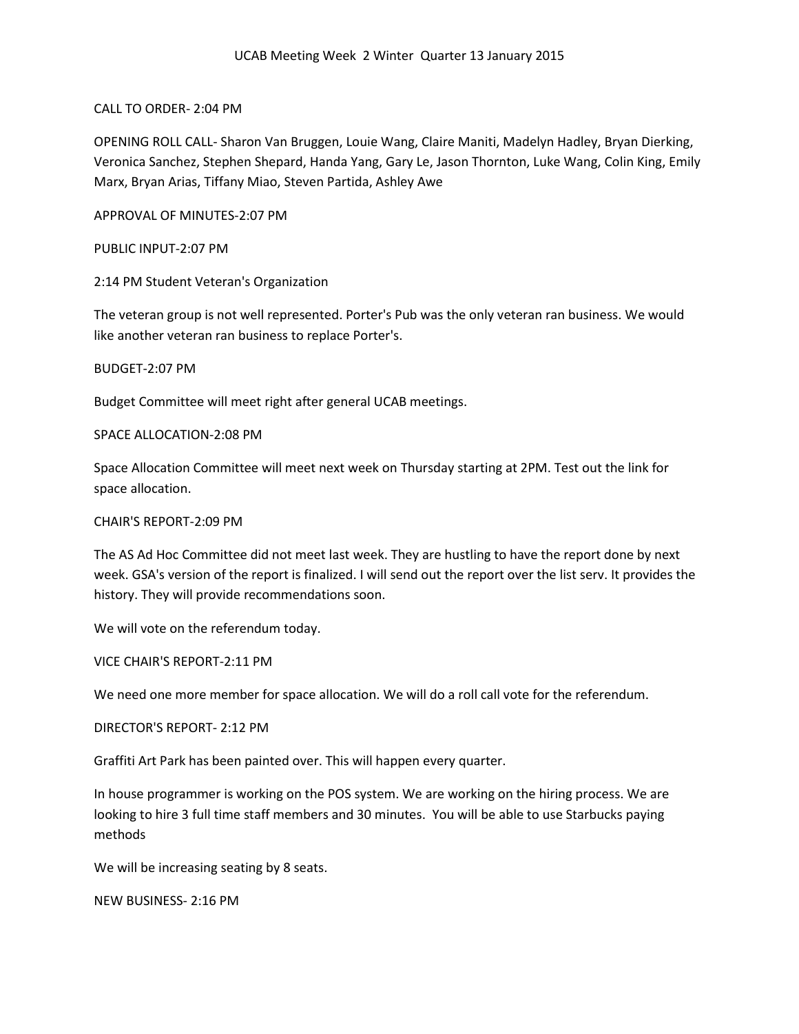# UCAB Meeting Week 2 Winter Quarter 13 January 2015

CALL TO ORDER- 2:04 PM

OPENING ROLL CALL- Sharon Van Bruggen, Louie Wang, Claire Maniti, Madelyn Hadley, Bryan Dierking, Veronica Sanchez, Stephen Shepard, Handa Yang, Gary Le, Jason Thornton, Luke Wang, Colin King, Emily Marx, Bryan Arias, Tiffany Miao, Steven Partida, Ashley Awe

APPROVAL OF MINUTES-2:07 PM

PUBLIC INPUT-2:07 PM

2:14 PM Student Veteran's Organization

The veteran group is not well represented. Porter's Pub was the only veteran ran business. We would like another veteran ran business to replace Porter's.

BUDGET-2:07 PM

Budget Committee will meet right after general UCAB meetings.

SPACE ALLOCATION-2:08 PM

Space Allocation Committee will meet next week on Thursday starting at 2PM. Test out the link for space allocation.

CHAIR'S REPORT-2:09 PM

The AS Ad Hoc Committee did not meet last week. They are hustling to have the report done by next week. GSA's version of the report is finalized. I will send out the report over the list serv. It provides the history. They will provide recommendations soon.

We will vote on the referendum today.

VICE CHAIR'S REPORT-2:11 PM

We need one more member for space allocation. We will do a roll call vote for the referendum.

DIRECTOR'S REPORT- 2:12 PM

Graffiti Art Park has been painted over. This will happen every quarter.

In house programmer is working on the POS system. We are working on the hiring process. We are looking to hire 3 full time staff members and 30 minutes. You will be able to use Starbucks paying methods

We will be increasing seating by 8 seats.

NEW BUSINESS- 2:16 PM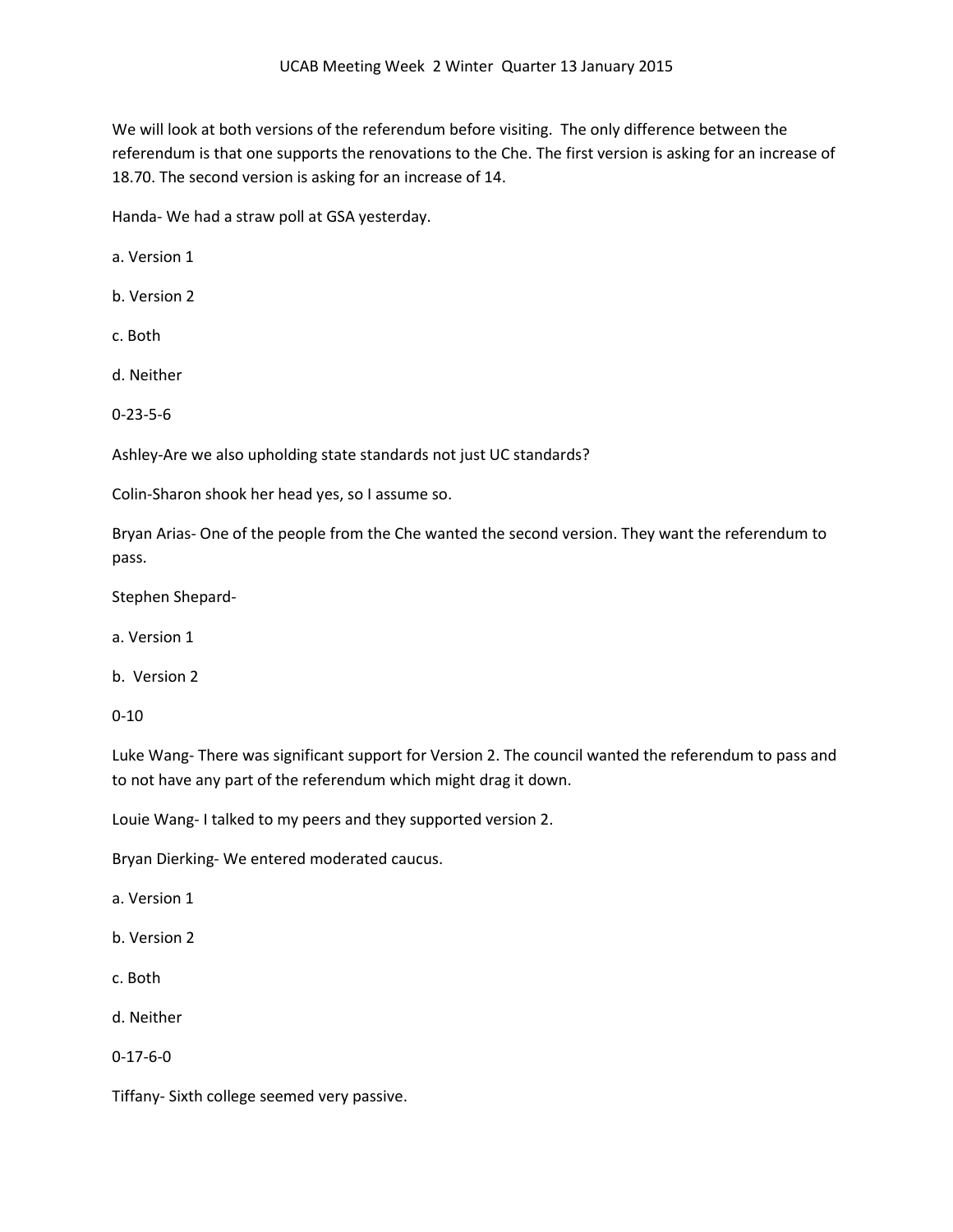UCAB Meeting Week 2 Winter Quarter 13 January 2015

We will look at both versions of the referendum before visiting. The only difference between the referendum is that one supports the renovations to the Che. The first version is asking for an increase of 18.70. The second version is asking for an increase of 14.

Handa- We had a straw poll at GSA yesterday.

a. Version 1

b. Version 2

c. Both

d. Neither

0-23-5-6

Ashley-Are we also upholding state standards not just UC standards?

Colin-Sharon shook her head yes, so I assume so.

Bryan Arias- One of the people from the Che wanted the second version. They want the referendum to pass.

Stephen Shepard-

a. Version 1

b. Version 2

0-10

Luke Wang- There was significant support for Version 2. The council wanted the referendum to pass and to not have any part of the referendum which might drag it down.

Louie Wang- I talked to my peers and they supported version 2.

Bryan Dierking- We entered moderated caucus.

a. Version 1

b. Version 2

c. Both

d. Neither

0-17-6-0

Tiffany- Sixth college seemed very passive.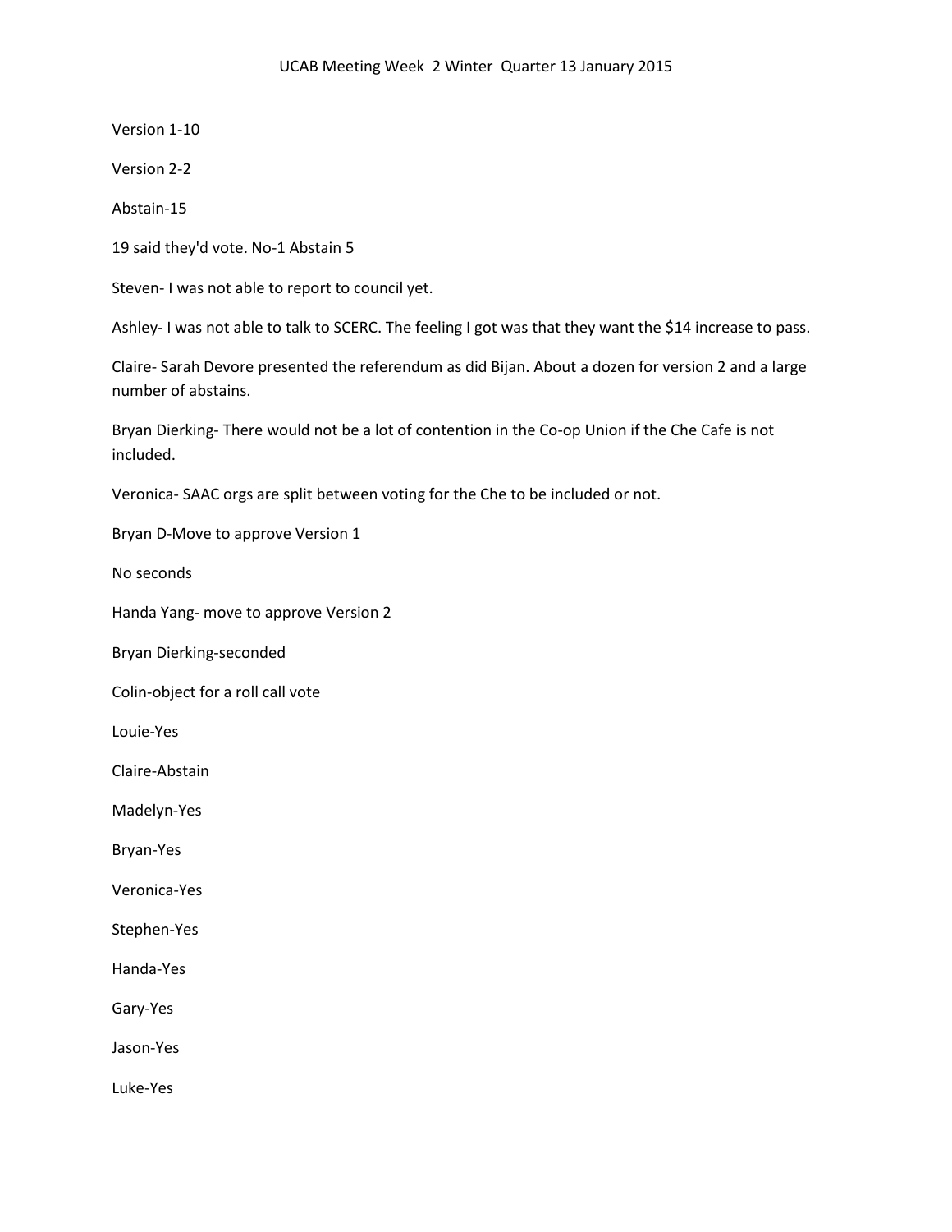UCAB Meeting Week 2 Winter Quarter 13 January 2015

Version 1-10

Version 2-2

Abstain-15

19 said they'd vote. No-1 Abstain 5

Steven- I was not able to report to council yet.

Ashley- I was not able to talk to SCERC. The feeling I got was that they want the $14 increase to pass.

Claire- Sarah Devore presented the referendum as did Bijan. About a dozen for version 2 and a large number of abstains.

Bryan Dierking- There would not be a lot of contention in the Co-op Union if the Che Cafe is not included.

Veronica- SAAC orgs are split between voting for the Che to be included or not.

Bryan D-Move to approve Version 1

No seconds

Handa Yang- move to approve Version 2

Bryan Dierking-seconded

Colin-object for a roll call vote

Louie-Yes

Claire-Abstain

Madelyn-Yes

Bryan-Yes

Veronica-Yes

Stephen-Yes

Handa-Yes

Gary-Yes

Jason-Yes

Luke-Yes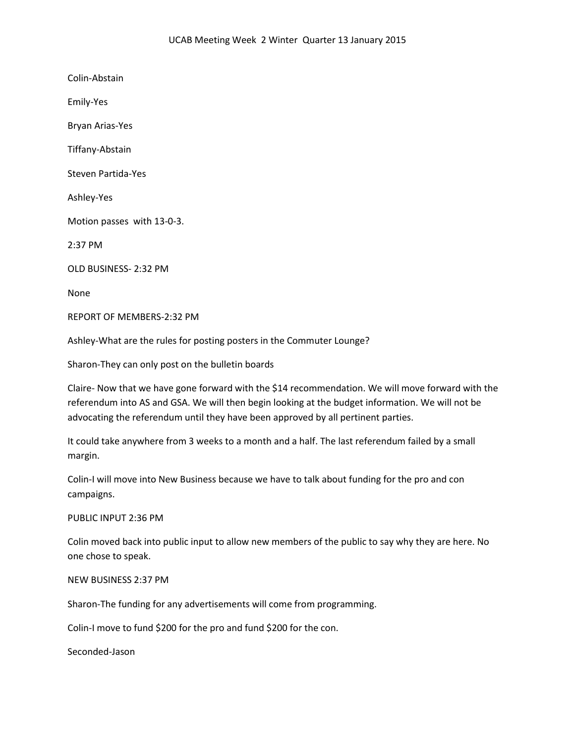Colin-Abstain

Emily-Yes

Bryan Arias-Yes

Tiffany-Abstain

Steven Partida-Yes

Ashley-Yes

Motion passes with 13-0-3.

2:37 PM

OLD BUSINESS- 2:32 PM

None

REPORT OF MEMBERS-2:32 PM

Ashley-What are the rules for posting posters in the Commuter Lounge?

Sharon-They can only post on the bulletin boards

Claire- Now that we have gone forward with the $14 recommendation. We will move forward with the referendum into AS and GSA. We will then begin looking at the budget information. We will not be advocating the referendum until they have been approved by all pertinent parties.

It could take anywhere from 3 weeks to a month and a half. The last referendum failed by a small margin.

Colin-I will move into New Business because we have to talk about funding for the pro and con campaigns.

PUBLIC INPUT 2:36 PM

Colin moved back into public input to allow new members of the public to say why they are here. No one chose to speak.

NEW BUSINESS 2:37 PM

Sharon-The funding for any advertisements will come from programming.

Colin-I move to fund $200 for the pro and fund $200 for the con.

Seconded-Jason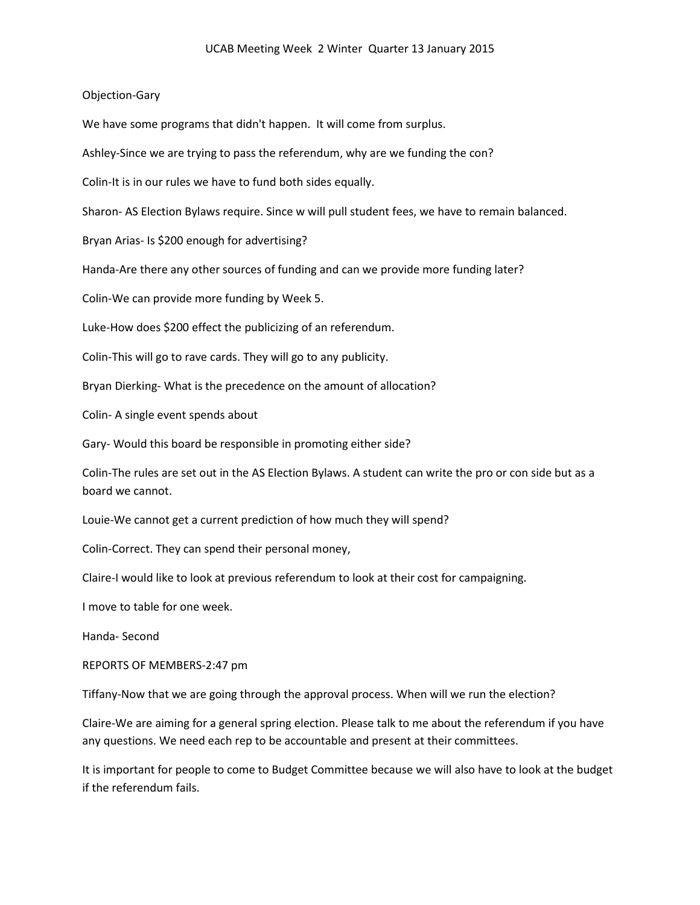Objection-Gary

We have some programs that didn't happen. It will come from surplus.

Ashley-Since we are trying to pass the referendum, why are we funding the con?

Colin-It is in our rules we have to fund both sides equally.

Sharon- AS Election Bylaws require. Since w will pull student fees, we have to remain balanced.

Bryan Arias- Is $200 enough for advertising?

Handa-Are there any other sources of funding and can we provide more funding later?

Colin-We can provide more funding by Week 5.

Luke-How does $200 effect the publicizing of an referendum.

Colin-This will go to rave cards. They will go to any publicity.

Bryan Dierking- What is the precedence on the amount of allocation?

Colin- A single event spends about

Gary- Would this board be responsible in promoting either side?

Colin-The rules are set out in the AS Election Bylaws. A student can write the pro or con side but as a board we cannot.

Louie-We cannot get a current prediction of how much they will spend?

Colin-Correct. They can spend their personal money,

Claire-I would like to look at previous referendum to look at their cost for campaigning.

I move to table for one week.

Handa- Second

REPORTS OF MEMBERS-2:47 pm

Tiffany-Now that we are going through the approval process. When will we run the election?

Claire-We are aiming for a general spring election. Please talk to me about the referendum if you have any questions. We need each rep to be accountable and present at their committees.

It is important for people to come to Budget Committee because we will also have to look at the budget if the referendum fails.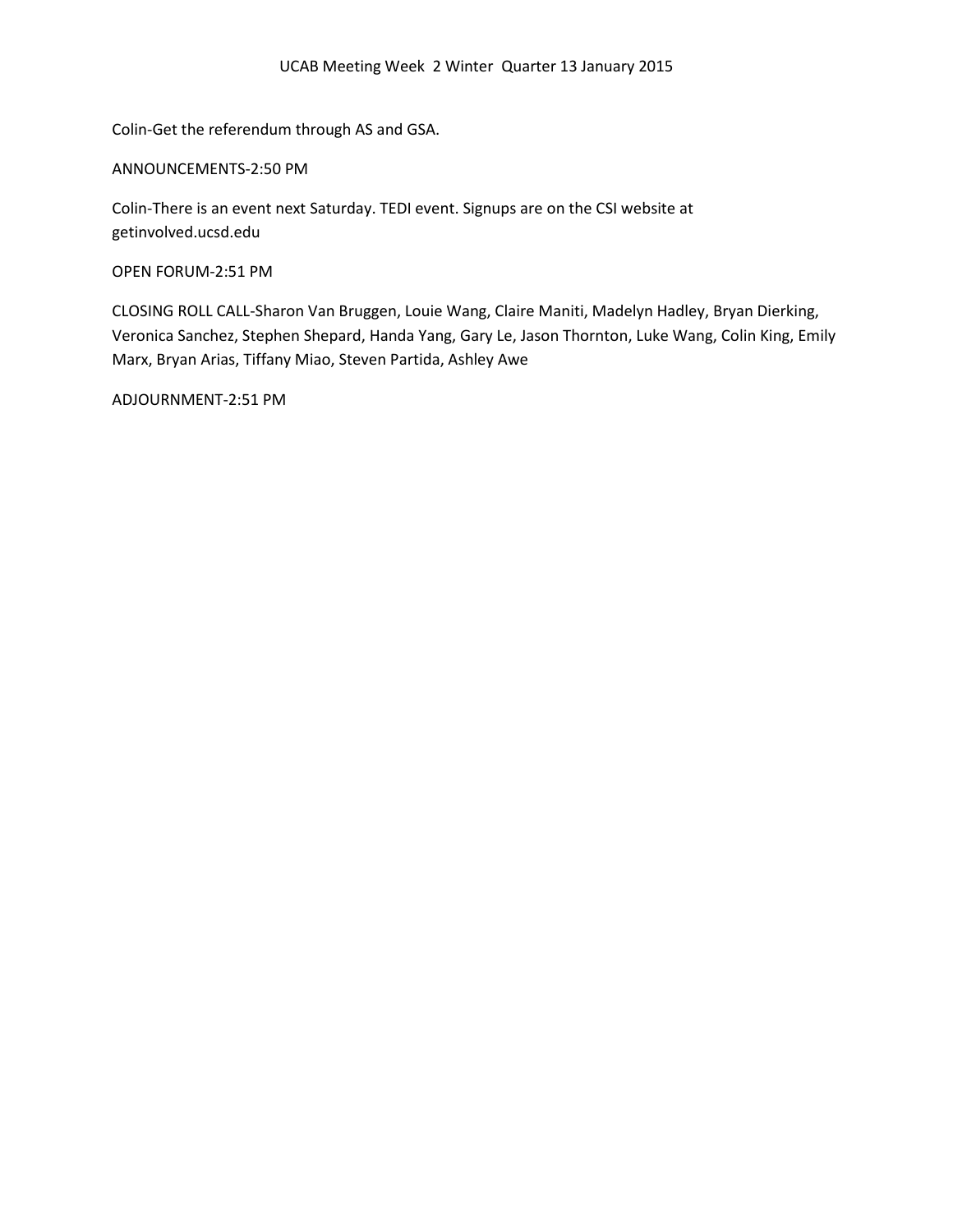Colin-Get the referendum through AS and GSA.

ANNOUNCEMENTS-2:50 PM

Colin-There is an event next Saturday. TEDI event. Signups are on the CSI website at getinvolved.ucsd.edu

OPEN FORUM-2:51 PM

CLOSING ROLL CALL-Sharon Van Bruggen, Louie Wang, Claire Maniti, Madelyn Hadley, Bryan Dierking, Veronica Sanchez, Stephen Shepard, Handa Yang, Gary Le, Jason Thornton, Luke Wang, Colin King, Emily Marx, Bryan Arias, Tiffany Miao, Steven Partida, Ashley Awe

ADJOURNMENT-2:51 PM